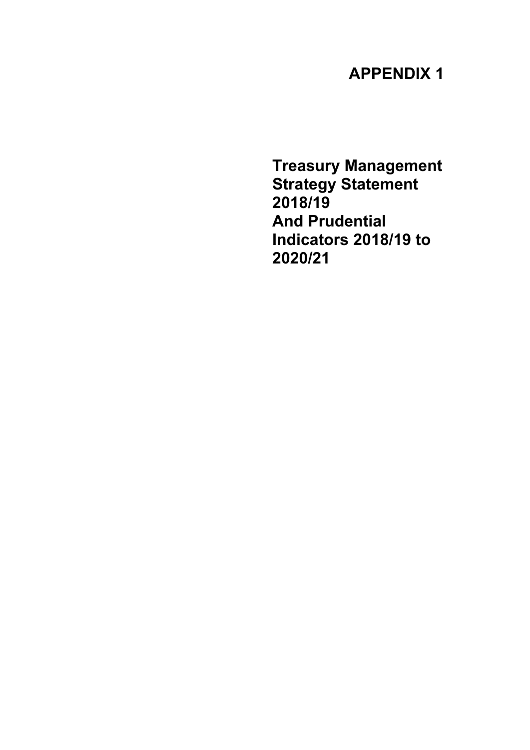# APPENDIX 1

# Treasury Management Strategy Statement 2018/19 And Prudential Indicators 2018/19 to 2020/21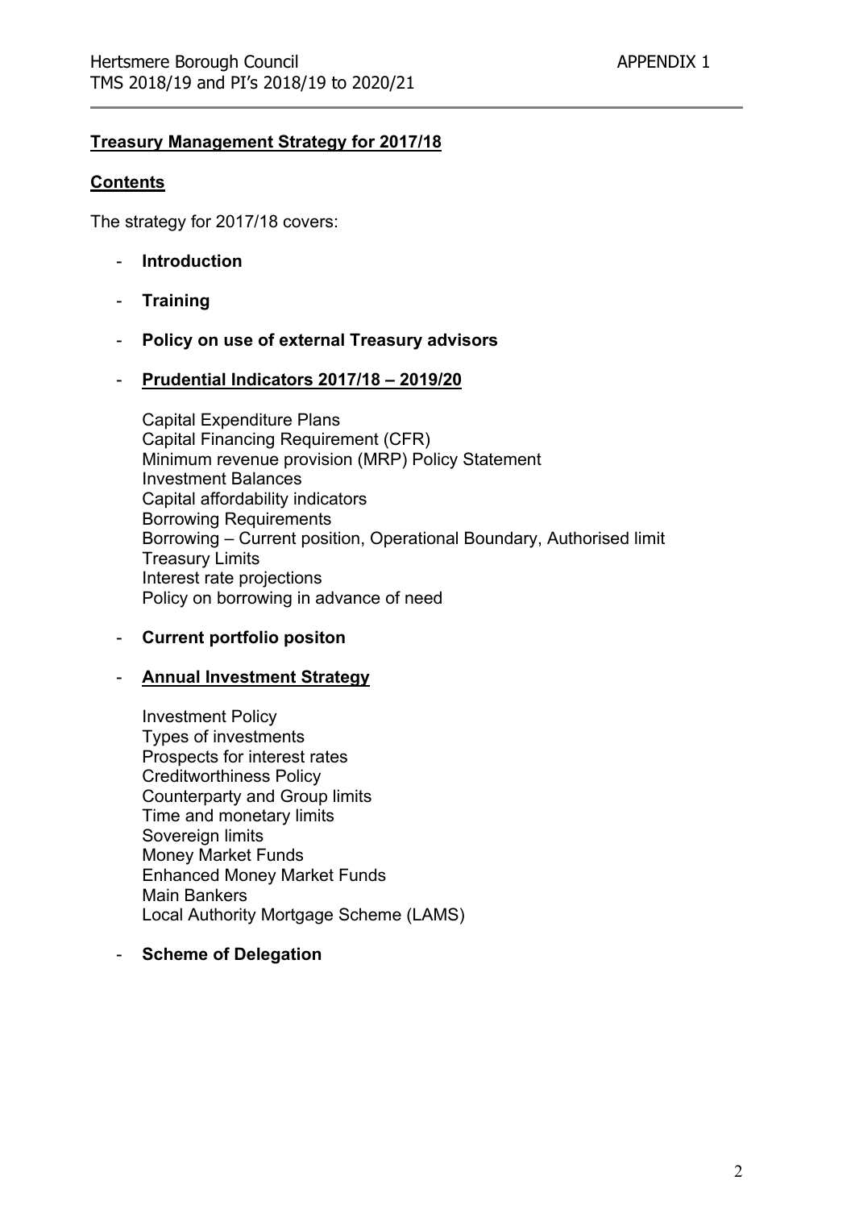**<u>Treasury Management Strategy for 2017/18</u>**

**<u>Contents</u>**

The strategy for 2017/18 covers:

- **Introduction**
- **Training**
- **Policy on use of external Treasury advisors**
- **<u>Prudential Indicators 2017/18 – 2019/20</u>**

  Capital Expenditure Plans
  Capital Financing Requirement (CFR)
  Minimum revenue provision (MRP) Policy Statement
  Investment Balances
  Capital affordability indicators
  Borrowing Requirements
  Borrowing – Current position, Operational Boundary, Authorised limit
  Treasury Limits
  Interest rate projections
  Policy on borrowing in advance of need

- **Current portfolio positon**
- **<u>Annual Investment Strategy</u>**

  Investment Policy
  Types of investments
  Prospects for interest rates
  Creditworthiness Policy
  Counterparty and Group limits
  Time and monetary limits
  Sovereign limits
  Money Market Funds
  Enhanced Money Market Funds
  Main Bankers
  Local Authority Mortgage Scheme (LAMS)

- **Scheme of Delegation**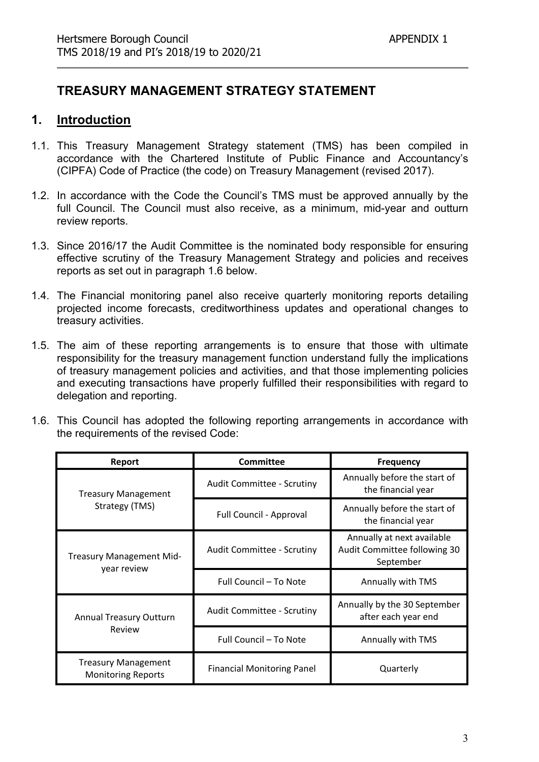# TREASURY MANAGEMENT STRATEGY STATEMENT

## 1. Introduction

1.1. This Treasury Management Strategy statement (TMS) has been compiled in accordance with the Chartered Institute of Public Finance and Accountancy's (CIPFA) Code of Practice (the code) on Treasury Management (revised 2017).

1.2. In accordance with the Code the Council's TMS must be approved annually by the full Council. The Council must also receive, as a minimum, mid-year and outturn review reports.

1.3. Since 2016/17 the Audit Committee is the nominated body responsible for ensuring effective scrutiny of the Treasury Management Strategy and policies and receives reports as set out in paragraph 1.6 below.

1.4. The Financial monitoring panel also receive quarterly monitoring reports detailing projected income forecasts, creditworthiness updates and operational changes to treasury activities.

1.5. The aim of these reporting arrangements is to ensure that those with ultimate responsibility for the treasury management function understand fully the implications of treasury management policies and activities, and that those implementing policies and executing transactions have properly fulfilled their responsibilities with regard to delegation and reporting.

1.6. This Council has adopted the following reporting arrangements in accordance with the requirements of the revised Code:

| Report | Committee | Frequency |
|---|---|---|
| Treasury Management Strategy (TMS) | Audit Committee - Scrutiny | Annually before the start of the financial year |
| | Full Council - Approval | Annually before the start of the financial year |
| Treasury Management Mid-year review | Audit Committee - Scrutiny | Annually at next available Audit Committee following 30 September |
| | Full Council – To Note | Annually with TMS |
| Annual Treasury Outturn Review | Audit Committee - Scrutiny | Annually by the 30 September after each year end |
| | Full Council – To Note | Annually with TMS |
| Treasury Management Monitoring Reports | Financial Monitoring Panel | Quarterly |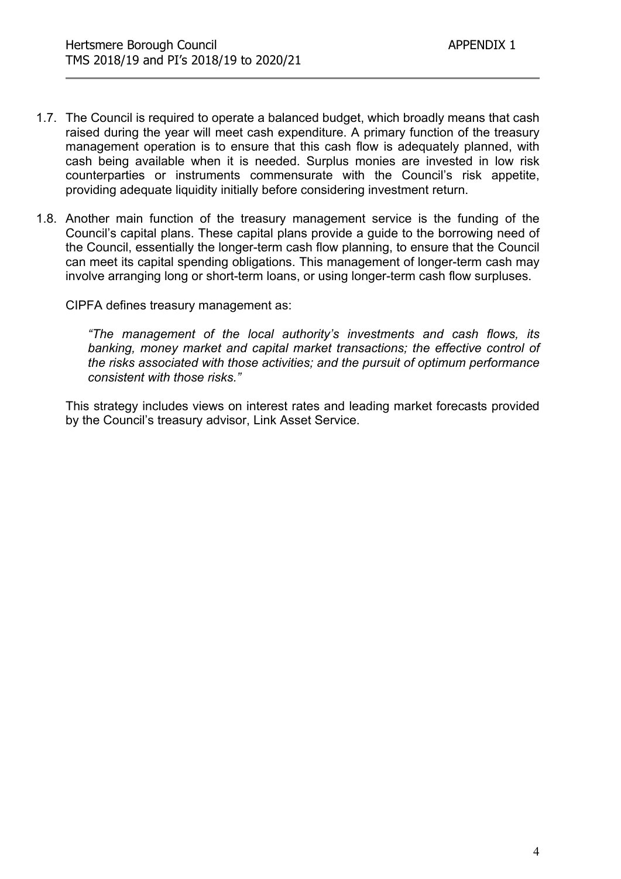1.7. The Council is required to operate a balanced budget, which broadly means that cash raised during the year will meet cash expenditure. A primary function of the treasury management operation is to ensure that this cash flow is adequately planned, with cash being available when it is needed. Surplus monies are invested in low risk counterparties or instruments commensurate with the Council's risk appetite, providing adequate liquidity initially before considering investment return.

1.8. Another main function of the treasury management service is the funding of the Council's capital plans. These capital plans provide a guide to the borrowing need of the Council, essentially the longer-term cash flow planning, to ensure that the Council can meet its capital spending obligations. This management of longer-term cash may involve arranging long or short-term loans, or using longer-term cash flow surpluses.

CIPFA defines treasury management as:

> *"The management of the local authority's investments and cash flows, its banking, money market and capital market transactions; the effective control of the risks associated with those activities; and the pursuit of optimum performance consistent with those risks."*

This strategy includes views on interest rates and leading market forecasts provided by the Council's treasury advisor, Link Asset Service.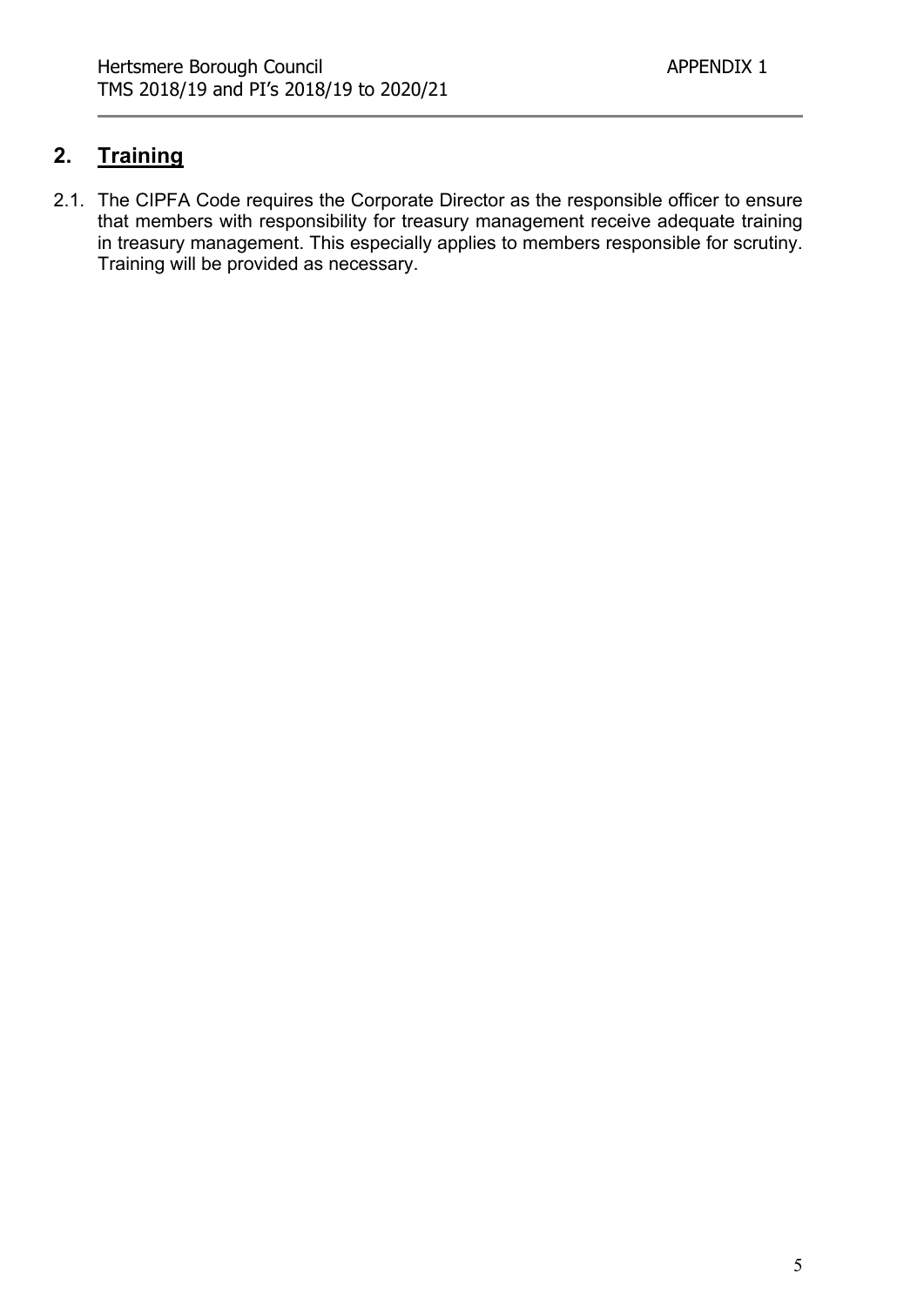## 2. Training

2.1. The CIPFA Code requires the Corporate Director as the responsible officer to ensure that members with responsibility for treasury management receive adequate training in treasury management. This especially applies to members responsible for scrutiny. Training will be provided as necessary.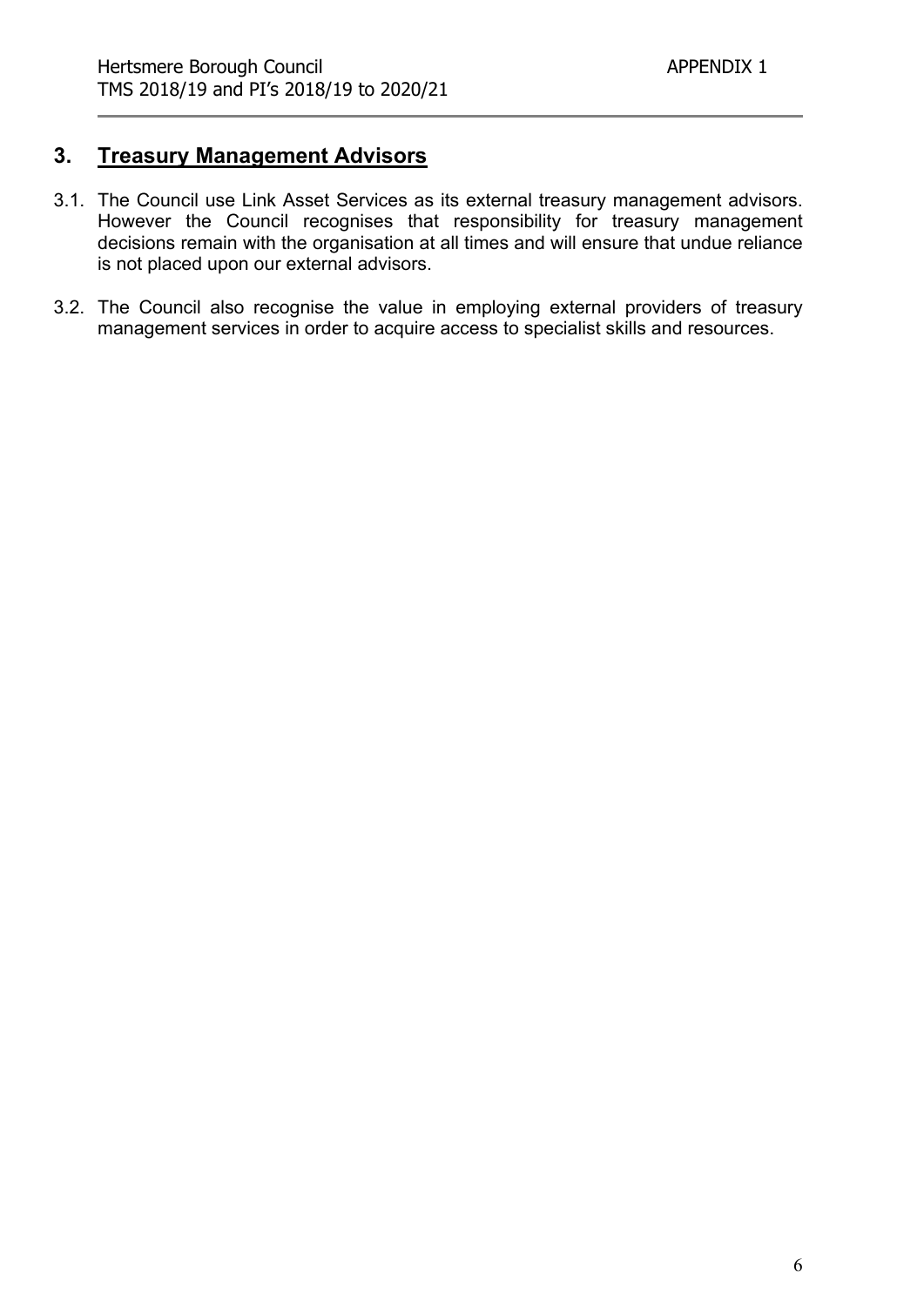## 3. Treasury Management Advisors

3.1. The Council use Link Asset Services as its external treasury management advisors. However the Council recognises that responsibility for treasury management decisions remain with the organisation at all times and will ensure that undue reliance is not placed upon our external advisors.

3.2. The Council also recognise the value in employing external providers of treasury management services in order to acquire access to specialist skills and resources.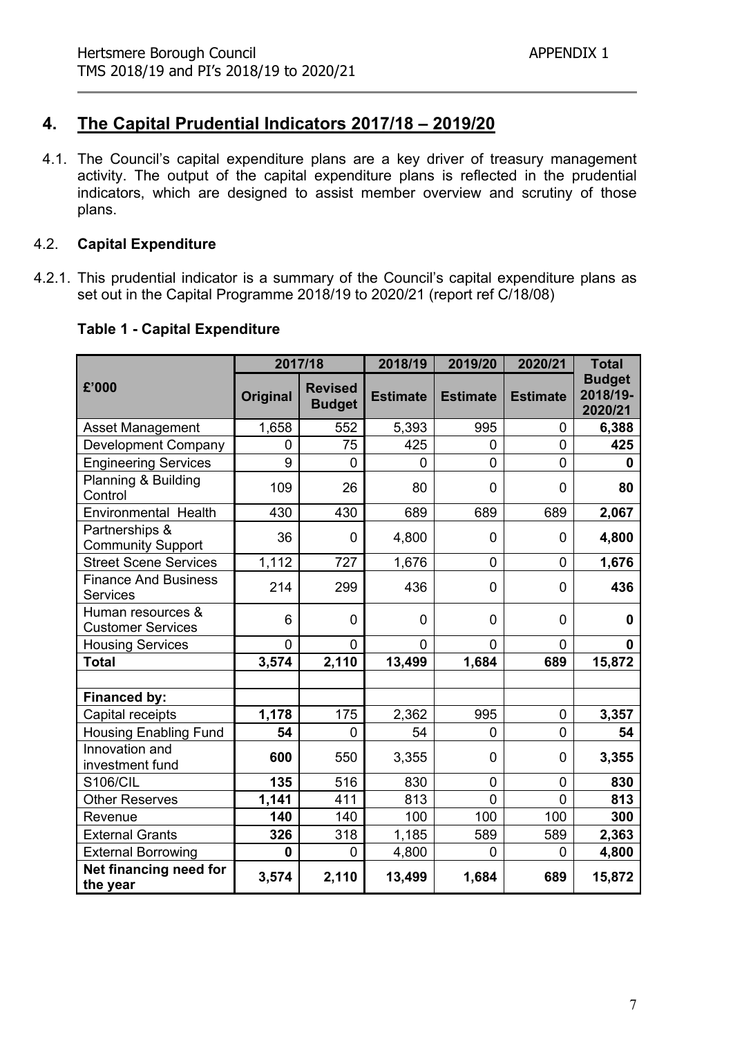## 4. The Capital Prudential Indicators 2017/18 – 2019/20

4.1. The Council's capital expenditure plans are a key driver of treasury management activity. The output of the capital expenditure plans is reflected in the prudential indicators, which are designed to assist member overview and scrutiny of those plans.

### 4.2. Capital Expenditure

4.2.1. This prudential indicator is a summary of the Council's capital expenditure plans as set out in the Capital Programme 2018/19 to 2020/21 (report ref C/18/08)

**Table 1 - Capital Expenditure**

| £'000 | 2017/18 | | 2018/19 | 2019/20 | 2020/21 | Total |
|---|---|---|---|---|---|---|
| | **Original** | **Revised Budget** | **Estimate** | **Estimate** | **Estimate** | **Budget 2018/19-2020/21** |
| Asset Management | 1,658 | 552 | 5,393 | 995 | 0 | **6,388** |
| Development Company | 0 | 75 | 425 | 0 | 0 | **425** |
| Engineering Services | 9 | 0 | 0 | 0 | 0 | **0** |
| Planning & Building Control | 109 | 26 | 80 | 0 | 0 | **80** |
| Environmental Health | 430 | 430 | 689 | 689 | 689 | **2,067** |
| Partnerships & Community Support | 36 | 0 | 4,800 | 0 | 0 | **4,800** |
| Street Scene Services | 1,112 | 727 | 1,676 | 0 | 0 | **1,676** |
| Finance And Business Services | 214 | 299 | 436 | 0 | 0 | **436** |
| Human resources & Customer Services | 6 | 0 | 0 | 0 | 0 | **0** |
| Housing Services | 0 | 0 | 0 | 0 | 0 | **0** |
| **Total** | **3,574** | **2,110** | **13,499** | **1,684** | **689** | **15,872** |
| | | | | | | |
| **Financed by:** | | | | | | |
| Capital receipts | **1,178** | 175 | 2,362 | 995 | 0 | **3,357** |
| Housing Enabling Fund | **54** | 0 | 54 | 0 | 0 | **54** |
| Innovation and investment fund | **600** | 550 | 3,355 | 0 | 0 | **3,355** |
| S106/CIL | **135** | 516 | 830 | 0 | 0 | **830** |
| Other Reserves | **1,141** | 411 | 813 | 0 | 0 | **813** |
| Revenue | **140** | 140 | 100 | 100 | 100 | **300** |
| External Grants | **326** | 318 | 1,185 | 589 | 589 | **2,363** |
| External Borrowing | **0** | 0 | 4,800 | 0 | 0 | **4,800** |
| **Net financing need for the year** | **3,574** | **2,110** | **13,499** | **1,684** | **689** | **15,872** |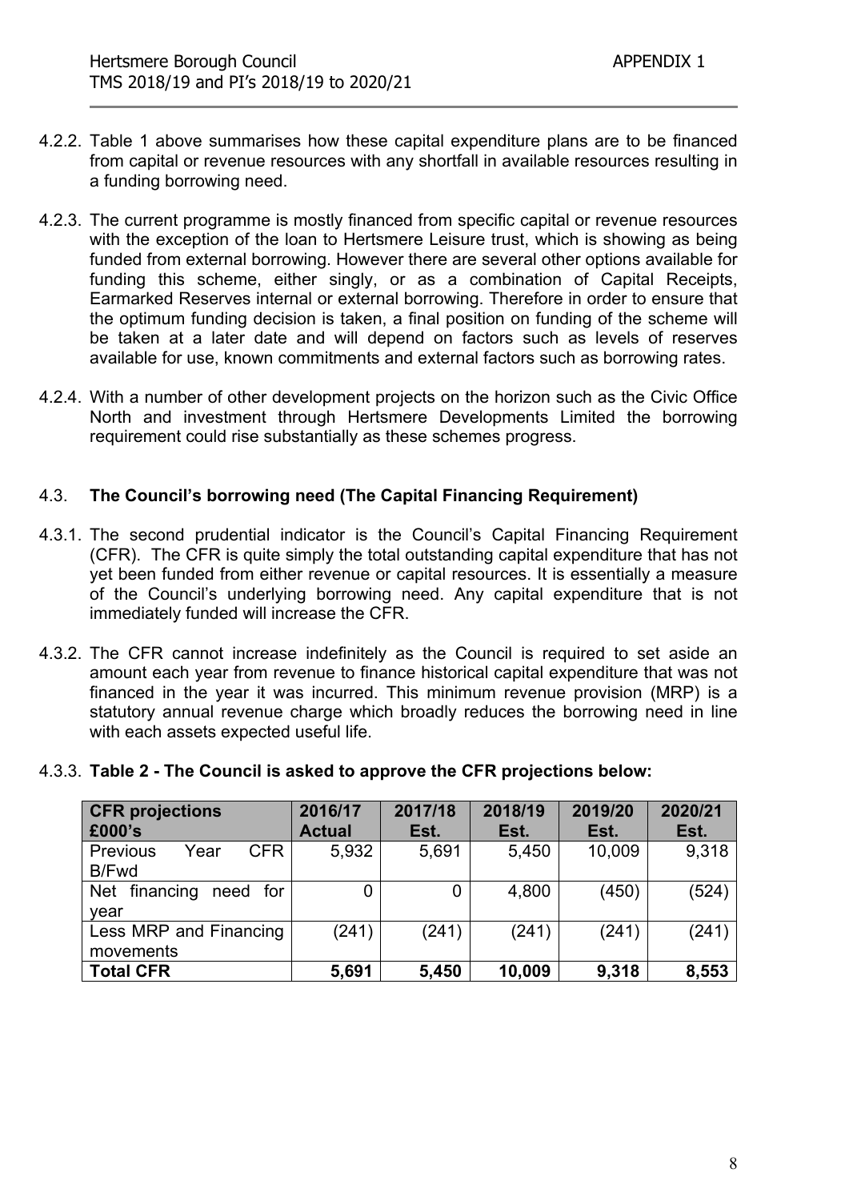4.2.2. Table 1 above summarises how these capital expenditure plans are to be financed from capital or revenue resources with any shortfall in available resources resulting in a funding borrowing need.

4.2.3. The current programme is mostly financed from specific capital or revenue resources with the exception of the loan to Hertsmere Leisure trust, which is showing as being funded from external borrowing. However there are several other options available for funding this scheme, either singly, or as a combination of Capital Receipts, Earmarked Reserves internal or external borrowing. Therefore in order to ensure that the optimum funding decision is taken, a final position on funding of the scheme will be taken at a later date and will depend on factors such as levels of reserves available for use, known commitments and external factors such as borrowing rates.

4.2.4. With a number of other development projects on the horizon such as the Civic Office North and investment through Hertsmere Developments Limited the borrowing requirement could rise substantially as these schemes progress.

## 4.3. The Council's borrowing need (The Capital Financing Requirement)

4.3.1. The second prudential indicator is the Council's Capital Financing Requirement (CFR). The CFR is quite simply the total outstanding capital expenditure that has not yet been funded from either revenue or capital resources. It is essentially a measure of the Council's underlying borrowing need. Any capital expenditure that is not immediately funded will increase the CFR.

4.3.2. The CFR cannot increase indefinitely as the Council is required to set aside an amount each year from revenue to finance historical capital expenditure that was not financed in the year it was incurred. This minimum revenue provision (MRP) is a statutory annual revenue charge which broadly reduces the borrowing need in line with each assets expected useful life.

4.3.3. **Table 2 - The Council is asked to approve the CFR projections below:**

| CFR projections £000's | 2016/17 Actual | 2017/18 Est. | 2018/19 Est. | 2019/20 Est. | 2020/21 Est. |
|---|---|---|---|---|---|
| Previous Year CFR B/Fwd | 5,932 | 5,691 | 5,450 | 10,009 | 9,318 |
| Net financing need for year | 0 | 0 | 4,800 | (450) | (524) |
| Less MRP and Financing movements | (241) | (241) | (241) | (241) | (241) |
| **Total CFR** | **5,691** | **5,450** | **10,009** | **9,318** | **8,553** |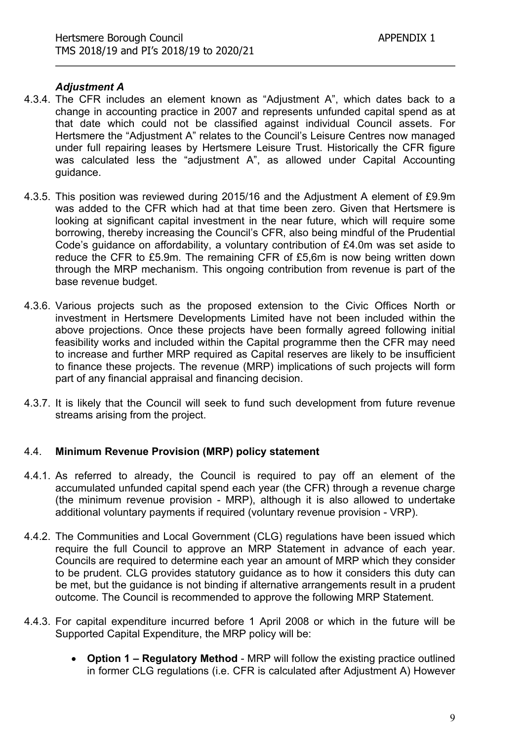### *Adjustment A*

4.3.4. The CFR includes an element known as "Adjustment A", which dates back to a change in accounting practice in 2007 and represents unfunded capital spend as at that date which could not be classified against individual Council assets. For Hertsmere the "Adjustment A" relates to the Council's Leisure Centres now managed under full repairing leases by Hertsmere Leisure Trust. Historically the CFR figure was calculated less the "adjustment A", as allowed under Capital Accounting guidance.

4.3.5. This position was reviewed during 2015/16 and the Adjustment A element of £9.9m was added to the CFR which had at that time been zero. Given that Hertsmere is looking at significant capital investment in the near future, which will require some borrowing, thereby increasing the Council's CFR, also being mindful of the Prudential Code's guidance on affordability, a voluntary contribution of £4.0m was set aside to reduce the CFR to £5.9m. The remaining CFR of £5,6m is now being written down through the MRP mechanism. This ongoing contribution from revenue is part of the base revenue budget.

4.3.6. Various projects such as the proposed extension to the Civic Offices North or investment in Hertsmere Developments Limited have not been included within the above projections. Once these projects have been formally agreed following initial feasibility works and included within the Capital programme then the CFR may need to increase and further MRP required as Capital reserves are likely to be insufficient to finance these projects. The revenue (MRP) implications of such projects will form part of any financial appraisal and financing decision.

4.3.7. It is likely that the Council will seek to fund such development from future revenue streams arising from the project.

## 4.4. Minimum Revenue Provision (MRP) policy statement

4.4.1. As referred to already, the Council is required to pay off an element of the accumulated unfunded capital spend each year (the CFR) through a revenue charge (the minimum revenue provision - MRP), although it is also allowed to undertake additional voluntary payments if required (voluntary revenue provision - VRP).

4.4.2. The Communities and Local Government (CLG) regulations have been issued which require the full Council to approve an MRP Statement in advance of each year. Councils are required to determine each year an amount of MRP which they consider to be prudent. CLG provides statutory guidance as to how it considers this duty can be met, but the guidance is not binding if alternative arrangements result in a prudent outcome. The Council is recommended to approve the following MRP Statement.

4.4.3. For capital expenditure incurred before 1 April 2008 or which in the future will be Supported Capital Expenditure, the MRP policy will be:

- **Option 1 – Regulatory Method** - MRP will follow the existing practice outlined in former CLG regulations (i.e. CFR is calculated after Adjustment A) However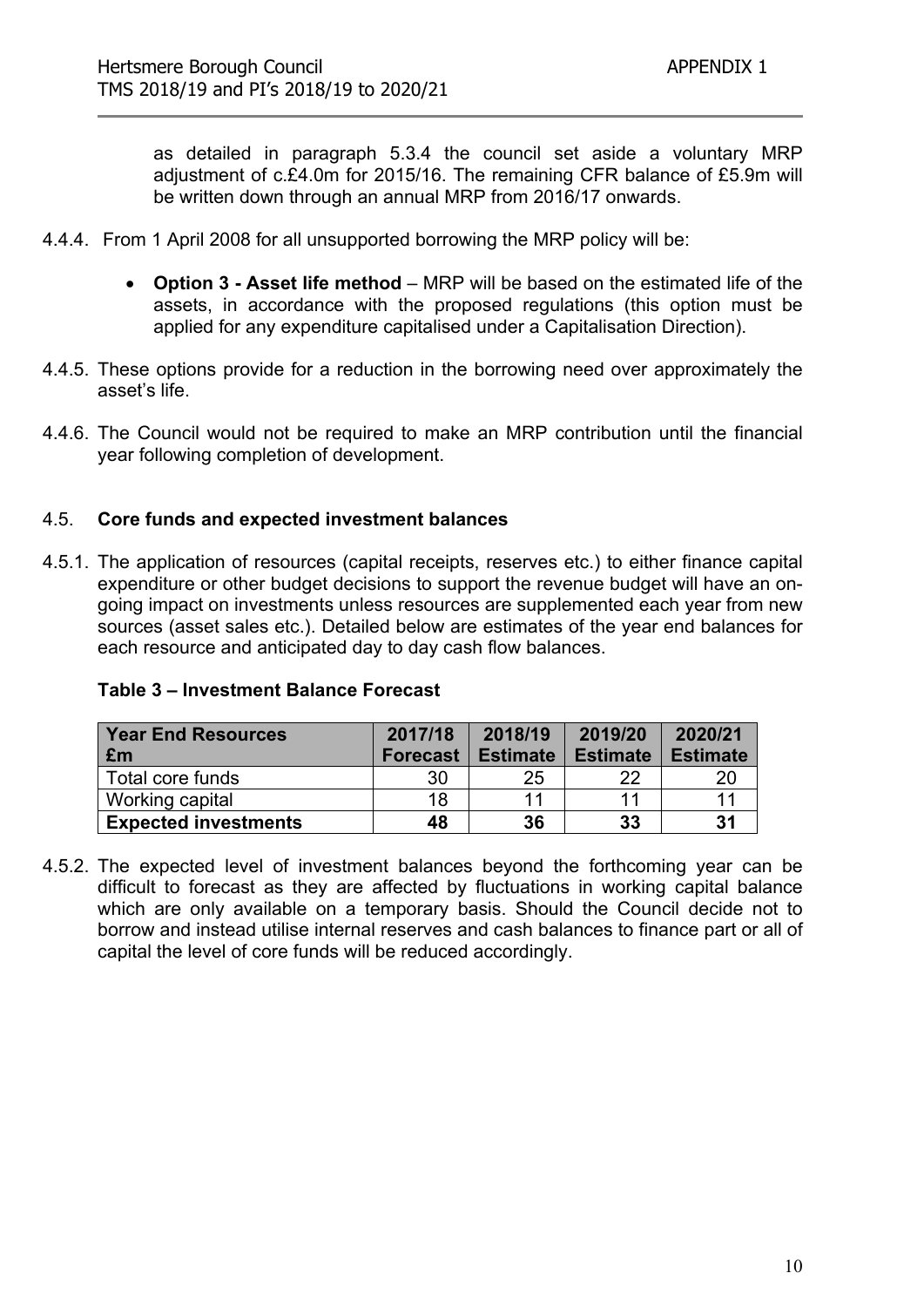as detailed in paragraph 5.3.4 the council set aside a voluntary MRP adjustment of c.£4.0m for 2015/16. The remaining CFR balance of £5.9m will be written down through an annual MRP from 2016/17 onwards.

4.4.4. From 1 April 2008 for all unsupported borrowing the MRP policy will be:

- **Option 3 - Asset life method** – MRP will be based on the estimated life of the assets, in accordance with the proposed regulations (this option must be applied for any expenditure capitalised under a Capitalisation Direction).

4.4.5. These options provide for a reduction in the borrowing need over approximately the asset's life.

4.4.6. The Council would not be required to make an MRP contribution until the financial year following completion of development.

## 4.5. Core funds and expected investment balances

4.5.1. The application of resources (capital receipts, reserves etc.) to either finance capital expenditure or other budget decisions to support the revenue budget will have an on-going impact on investments unless resources are supplemented each year from new sources (asset sales etc.). Detailed below are estimates of the year end balances for each resource and anticipated day to day cash flow balances.

**Table 3 – Investment Balance Forecast**

| Year End Resources £m | 2017/18 Forecast | 2018/19 Estimate | 2019/20 Estimate | 2020/21 Estimate |
|---|---|---|---|---|
| Total core funds | 30 | 25 | 22 | 20 |
| Working capital | 18 | 11 | 11 | 11 |
| **Expected investments** | **48** | **36** | **33** | **31** |

4.5.2. The expected level of investment balances beyond the forthcoming year can be difficult to forecast as they are affected by fluctuations in working capital balance which are only available on a temporary basis. Should the Council decide not to borrow and instead utilise internal reserves and cash balances to finance part or all of capital the level of core funds will be reduced accordingly.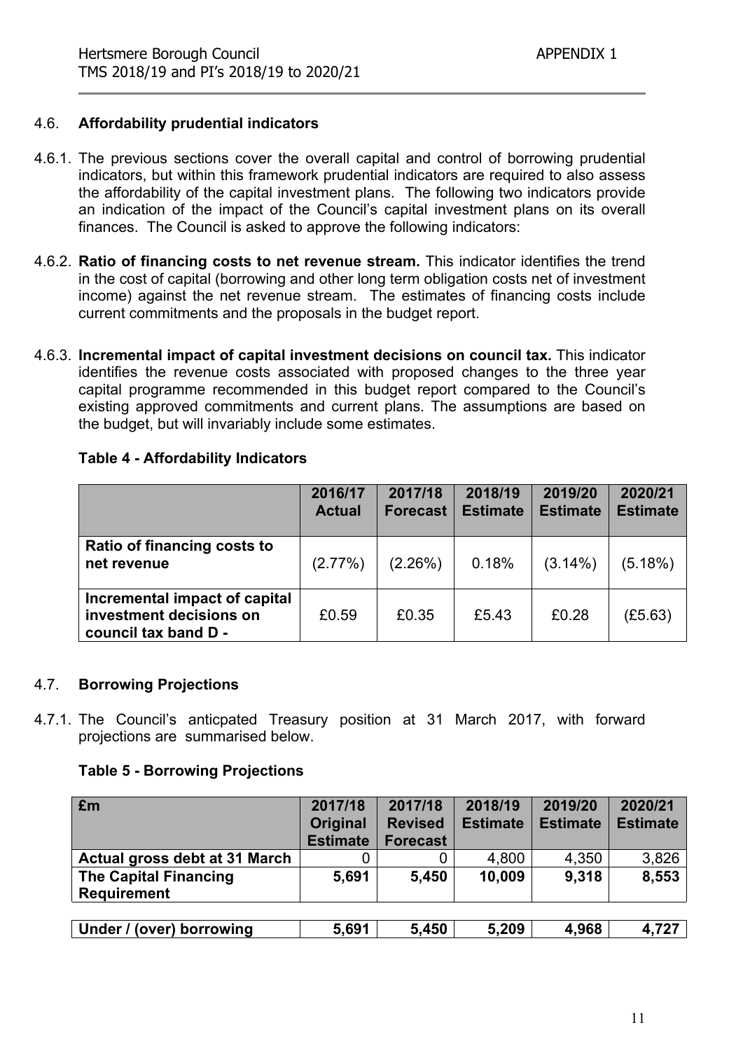### 4.6. **Affordability prudential indicators**

4.6.1. The previous sections cover the overall capital and control of borrowing prudential indicators, but within this framework prudential indicators are required to also assess the affordability of the capital investment plans. The following two indicators provide an indication of the impact of the Council's capital investment plans on its overall finances. The Council is asked to approve the following indicators:

4.6.2. **Ratio of financing costs to net revenue stream.** This indicator identifies the trend in the cost of capital (borrowing and other long term obligation costs net of investment income) against the net revenue stream. The estimates of financing costs include current commitments and the proposals in the budget report.

4.6.3. **Incremental impact of capital investment decisions on council tax.** This indicator identifies the revenue costs associated with proposed changes to the three year capital programme recommended in this budget report compared to the Council's existing approved commitments and current plans. The assumptions are based on the budget, but will invariably include some estimates.

**Table 4 - Affordability Indicators**

| | 2016/17 Actual | 2017/18 Forecast | 2018/19 Estimate | 2019/20 Estimate | 2020/21 Estimate |
|---|---|---|---|---|---|
| **Ratio of financing costs to net revenue** | (2.77%) | (2.26%) | 0.18% | (3.14%) | (5.18%) |
| **Incremental impact of capital investment decisions on council tax band D -** | £0.59 | £0.35 | £5.43 | £0.28 | (£5.63) |

### 4.7. **Borrowing Projections**

4.7.1. The Council's anticpated Treasury position at 31 March 2017, with forward projections are summarised below.

**Table 5 - Borrowing Projections**

| £m | 2017/18 Original Estimate | 2017/18 Revised Forecast | 2018/19 Estimate | 2019/20 Estimate | 2020/21 Estimate |
|---|---|---|---|---|---|
| **Actual gross debt at 31 March** | 0 | 0 | 4,800 | 4,350 | 3,826 |
| **The Capital Financing Requirement** | **5,691** | **5,450** | **10,009** | **9,318** | **8,553** |
| **Under / (over) borrowing** | **5,691** | **5,450** | **5,209** | **4,968** | **4,727** |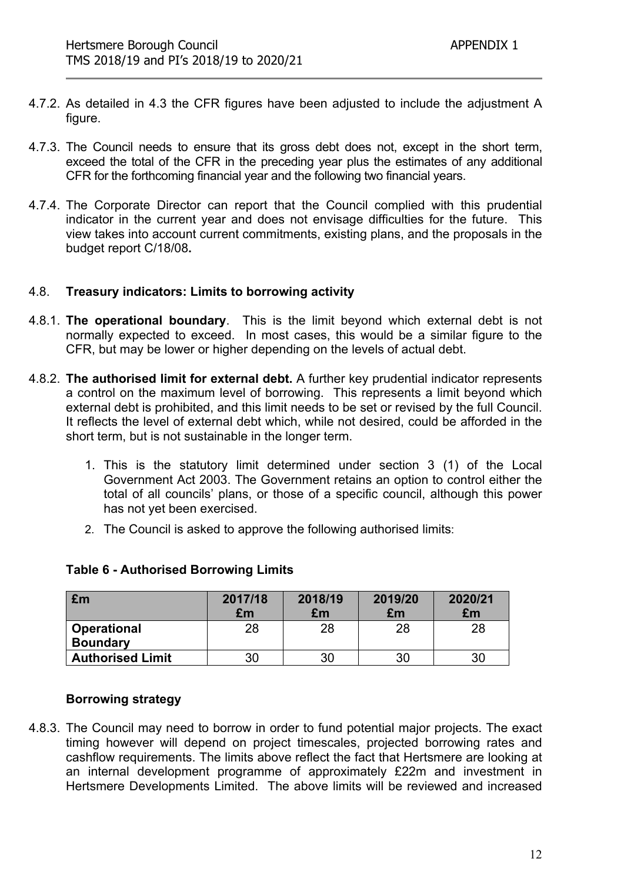4.7.2. As detailed in 4.3 the CFR figures have been adjusted to include the adjustment A figure.

4.7.3. The Council needs to ensure that its gross debt does not, except in the short term, exceed the total of the CFR in the preceding year plus the estimates of any additional CFR for the forthcoming financial year and the following two financial years.

4.7.4. The Corporate Director can report that the Council complied with this prudential indicator in the current year and does not envisage difficulties for the future. This view takes into account current commitments, existing plans, and the proposals in the budget report C/18/08**.**

### 4.8. Treasury indicators: Limits to borrowing activity

4.8.1. **The operational boundary**. This is the limit beyond which external debt is not normally expected to exceed. In most cases, this would be a similar figure to the CFR, but may be lower or higher depending on the levels of actual debt.

4.8.2. **The authorised limit for external debt.** A further key prudential indicator represents a control on the maximum level of borrowing. This represents a limit beyond which external debt is prohibited, and this limit needs to be set or revised by the full Council. It reflects the level of external debt which, while not desired, could be afforded in the short term, but is not sustainable in the longer term.

1. This is the statutory limit determined under section 3 (1) of the Local Government Act 2003. The Government retains an option to control either the total of all councils' plans, or those of a specific council, although this power has not yet been exercised.
2. The Council is asked to approve the following authorised limits:

**Table 6 - Authorised Borrowing Limits**

| £m | 2017/18 £m | 2018/19 £m | 2019/20 £m | 2020/21 £m |
|---|---|---|---|---|
| **Operational Boundary** | 28 | 28 | 28 | 28 |
| **Authorised Limit** | 30 | 30 | 30 | 30 |

**Borrowing strategy**

4.8.3. The Council may need to borrow in order to fund potential major projects. The exact timing however will depend on project timescales, projected borrowing rates and cashflow requirements. The limits above reflect the fact that Hertsmere are looking at an internal development programme of approximately £22m and investment in Hertsmere Developments Limited. The above limits will be reviewed and increased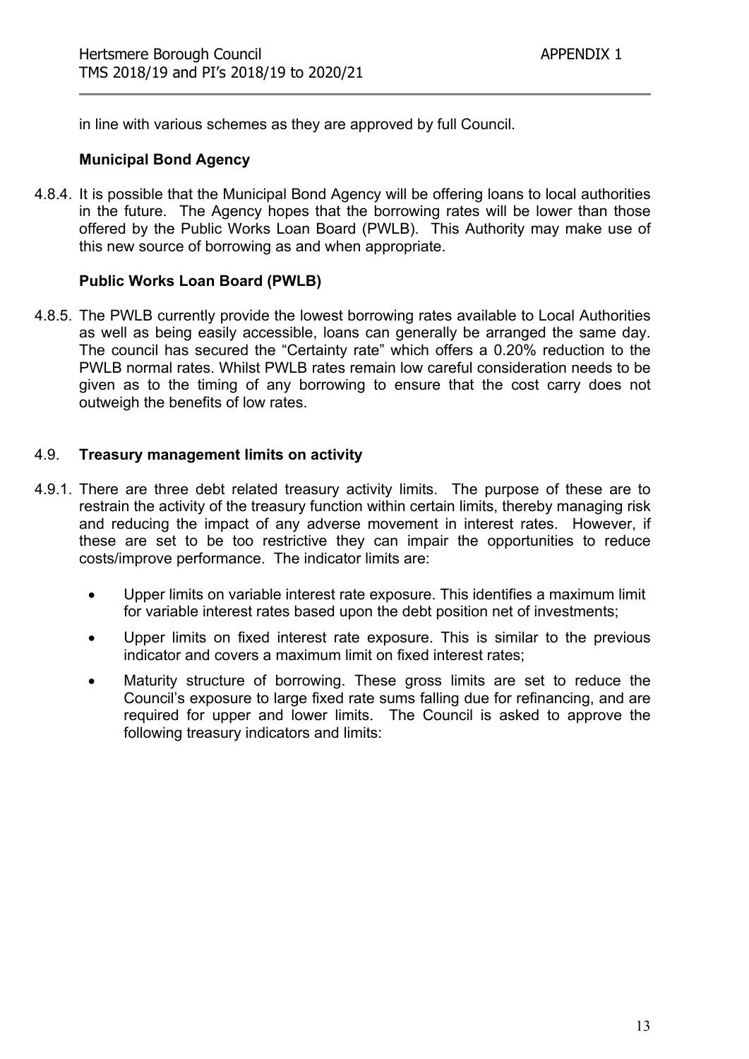in line with various schemes as they are approved by full Council.

**Municipal Bond Agency**

4.8.4. It is possible that the Municipal Bond Agency will be offering loans to local authorities in the future. The Agency hopes that the borrowing rates will be lower than those offered by the Public Works Loan Board (PWLB). This Authority may make use of this new source of borrowing as and when appropriate.

**Public Works Loan Board (PWLB)**

4.8.5. The PWLB currently provide the lowest borrowing rates available to Local Authorities as well as being easily accessible, loans can generally be arranged the same day. The council has secured the "Certainty rate" which offers a 0.20% reduction to the PWLB normal rates. Whilst PWLB rates remain low careful consideration needs to be given as to the timing of any borrowing to ensure that the cost carry does not outweigh the benefits of low rates.

## 4.9. Treasury management limits on activity

4.9.1. There are three debt related treasury activity limits. The purpose of these are to restrain the activity of the treasury function within certain limits, thereby managing risk and reducing the impact of any adverse movement in interest rates. However, if these are set to be too restrictive they can impair the opportunities to reduce costs/improve performance. The indicator limits are:

- Upper limits on variable interest rate exposure. This identifies a maximum limit for variable interest rates based upon the debt position net of investments;
- Upper limits on fixed interest rate exposure. This is similar to the previous indicator and covers a maximum limit on fixed interest rates;
- Maturity structure of borrowing. These gross limits are set to reduce the Council's exposure to large fixed rate sums falling due for refinancing, and are required for upper and lower limits. The Council is asked to approve the following treasury indicators and limits: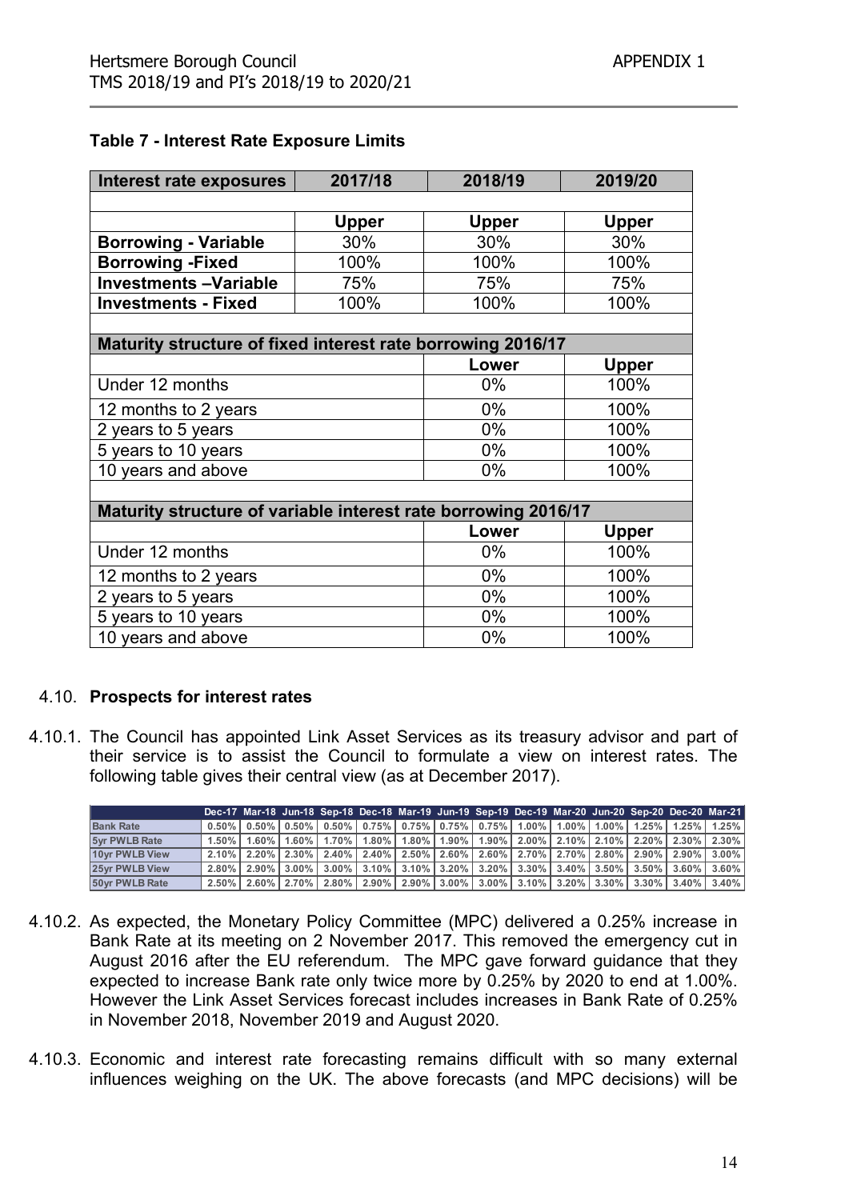**Table 7 - Interest Rate Exposure Limits**

| Interest rate exposures | 2017/18 | 2018/19 | 2019/20 |
|---|---|---|---|
| | | | |
| | Upper | Upper | Upper |
| **Borrowing - Variable** | 30% | 30% | 30% |
| **Borrowing -Fixed** | 100% | 100% | 100% |
| **Investments –Variable** | 75% | 75% | 75% |
| **Investments - Fixed** | 100% | 100% | 100% |
| | | | |
| **Maturity structure of fixed interest rate borrowing 2016/17** | | | |
| | | **Lower** | **Upper** |
| Under 12 months | | 0% | 100% |
| 12 months to 2 years | | 0% | 100% |
| 2 years to 5 years | | 0% | 100% |
| 5 years to 10 years | | 0% | 100% |
| 10 years and above | | 0% | 100% |
| | | | |
| **Maturity structure of variable interest rate borrowing 2016/17** | | | |
| | | **Lower** | **Upper** |
| Under 12 months | | 0% | 100% |
| 12 months to 2 years | | 0% | 100% |
| 2 years to 5 years | | 0% | 100% |
| 5 years to 10 years | | 0% | 100% |
| 10 years and above | | 0% | 100% |

4.10. **Prospects for interest rates**

4.10.1. The Council has appointed Link Asset Services as its treasury advisor and part of their service is to assist the Council to formulate a view on interest rates. The following table gives their central view (as at December 2017).

| | Dec-17 | Mar-18 | Jun-18 | Sep-18 | Dec-18 | Mar-19 | Jun-19 | Sep-19 | Dec-19 | Mar-20 | Jun-20 | Sep-20 | Dec-20 | Mar-21 |
|---|---|---|---|---|---|---|---|---|---|---|---|---|---|---|
| Bank Rate | 0.50% | 0.50% | 0.50% | 0.50% | 0.75% | 0.75% | 0.75% | 0.75% | 1.00% | 1.00% | 1.00% | 1.25% | 1.25% | 1.25% |
| 5yr PWLB Rate | 1.50% | 1.60% | 1.60% | 1.70% | 1.80% | 1.80% | 1.90% | 1.90% | 2.00% | 2.10% | 2.10% | 2.20% | 2.30% | 2.30% |
| 10yr PWLB View | 2.10% | 2.20% | 2.30% | 2.40% | 2.40% | 2.50% | 2.60% | 2.60% | 2.70% | 2.70% | 2.80% | 2.90% | 2.90% | 3.00% |
| 25yr PWLB View | 2.80% | 2.90% | 3.00% | 3.00% | 3.10% | 3.10% | 3.20% | 3.20% | 3.30% | 3.40% | 3.50% | 3.50% | 3.60% | 3.60% |
| 50yr PWLB Rate | 2.50% | 2.60% | 2.70% | 2.80% | 2.90% | 2.90% | 3.00% | 3.00% | 3.10% | 3.20% | 3.30% | 3.30% | 3.40% | 3.40% |

4.10.2. As expected, the Monetary Policy Committee (MPC) delivered a 0.25% increase in Bank Rate at its meeting on 2 November 2017. This removed the emergency cut in August 2016 after the EU referendum. The MPC gave forward guidance that they expected to increase Bank rate only twice more by 0.25% by 2020 to end at 1.00%. However the Link Asset Services forecast includes increases in Bank Rate of 0.25% in November 2018, November 2019 and August 2020.

4.10.3. Economic and interest rate forecasting remains difficult with so many external influences weighing on the UK. The above forecasts (and MPC decisions) will be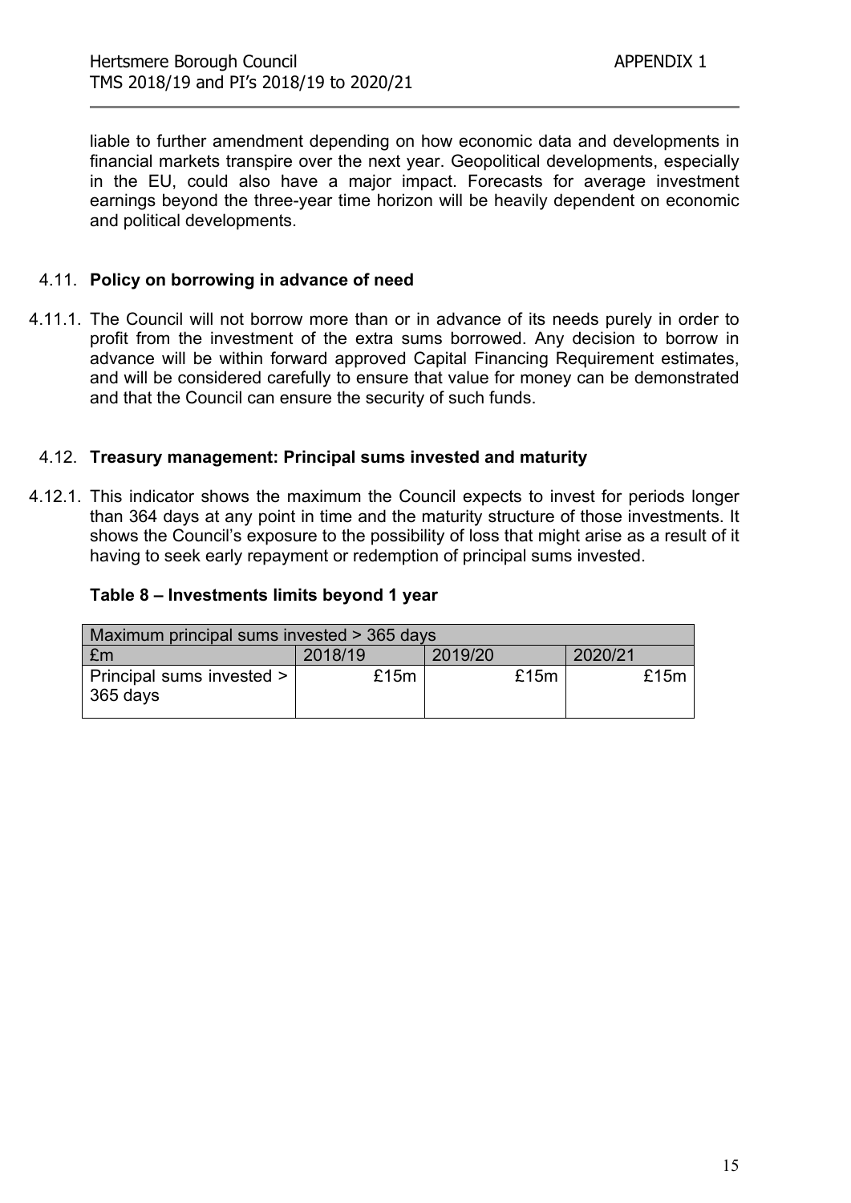liable to further amendment depending on how economic data and developments in financial markets transpire over the next year. Geopolitical developments, especially in the EU, could also have a major impact. Forecasts for average investment earnings beyond the three-year time horizon will be heavily dependent on economic and political developments.

## 4.11. Policy on borrowing in advance of need

4.11.1. The Council will not borrow more than or in advance of its needs purely in order to profit from the investment of the extra sums borrowed. Any decision to borrow in advance will be within forward approved Capital Financing Requirement estimates, and will be considered carefully to ensure that value for money can be demonstrated and that the Council can ensure the security of such funds.

## 4.12. Treasury management: Principal sums invested and maturity

4.12.1. This indicator shows the maximum the Council expects to invest for periods longer than 364 days at any point in time and the maturity structure of those investments. It shows the Council's exposure to the possibility of loss that might arise as a result of it having to seek early repayment or redemption of principal sums invested.

**Table 8 – Investments limits beyond 1 year**

| Maximum principal sums invested > 365 days | | | |
|---|---|---|---|
| £m | 2018/19 | 2019/20 | 2020/21 |
| Principal sums invested > 365 days | £15m | £15m | £15m |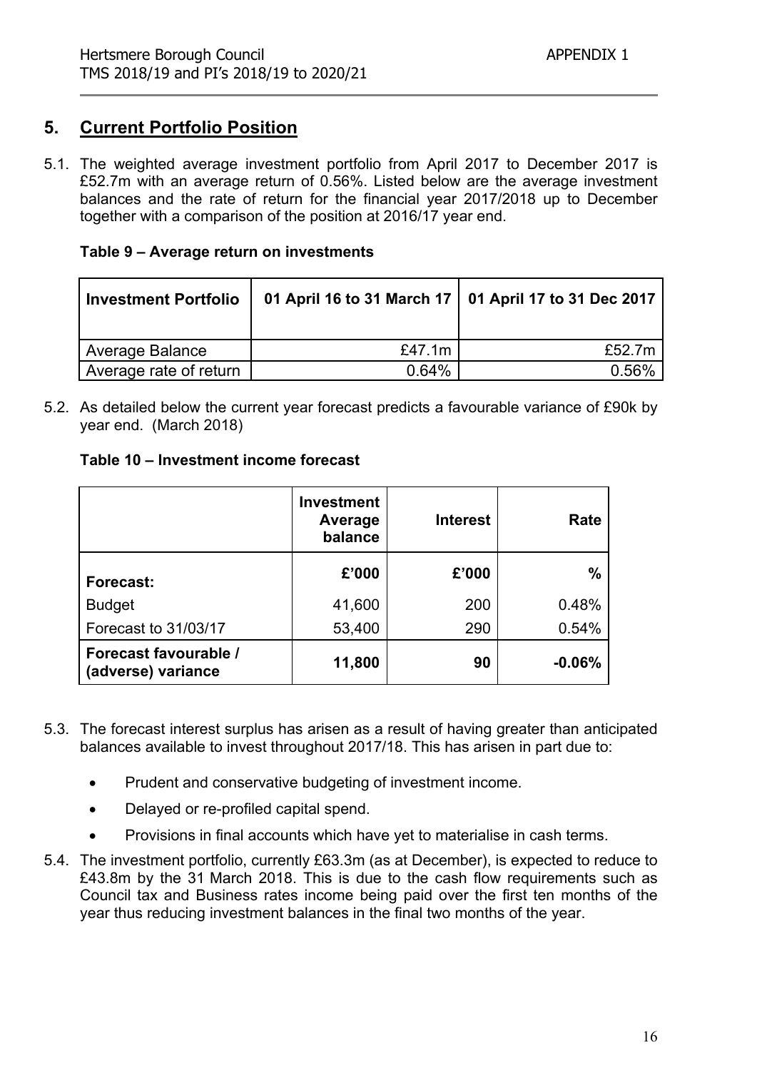## 5. Current Portfolio Position

5.1. The weighted average investment portfolio from April 2017 to December 2017 is £52.7m with an average return of 0.56%. Listed below are the average investment balances and the rate of return for the financial year 2017/2018 up to December together with a comparison of the position at 2016/17 year end.

**Table 9 – Average return on investments**

| Investment Portfolio | 01 April 16 to 31 March 17 | 01 April 17 to 31 Dec 2017 |
|---|---|---|
| Average Balance | £47.1m | £52.7m |
| Average rate of return | 0.64% | 0.56% |

5.2. As detailed below the current year forecast predicts a favourable variance of £90k by year end. (March 2018)

**Table 10 – Investment income forecast**

| | Investment Average balance | Interest | Rate |
|---|---|---|---|
| **Forecast:** | **£'000** | **£'000** | **%** |
| Budget | 41,600 | 200 | 0.48% |
| Forecast to 31/03/17 | 53,400 | 290 | 0.54% |
| **Forecast favourable / (adverse) variance** | **11,800** | **90** | **-0.06%** |

5.3. The forecast interest surplus has arisen as a result of having greater than anticipated balances available to invest throughout 2017/18. This has arisen in part due to:

- Prudent and conservative budgeting of investment income.
- Delayed or re-profiled capital spend.
- Provisions in final accounts which have yet to materialise in cash terms.

5.4. The investment portfolio, currently £63.3m (as at December), is expected to reduce to £43.8m by the 31 March 2018. This is due to the cash flow requirements such as Council tax and Business rates income being paid over the first ten months of the year thus reducing investment balances in the final two months of the year.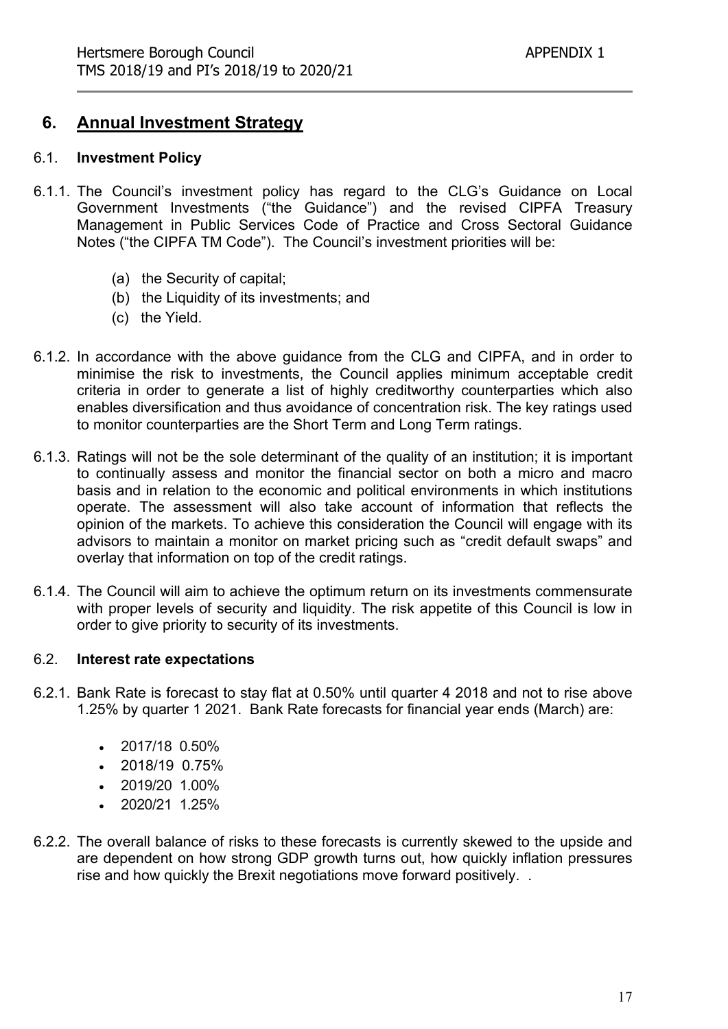## 6. Annual Investment Strategy

### 6.1. Investment Policy

6.1.1. The Council's investment policy has regard to the CLG's Guidance on Local Government Investments ("the Guidance") and the revised CIPFA Treasury Management in Public Services Code of Practice and Cross Sectoral Guidance Notes ("the CIPFA TM Code"). The Council's investment priorities will be:

(a) the Security of capital;
(b) the Liquidity of its investments; and
(c) the Yield.

6.1.2. In accordance with the above guidance from the CLG and CIPFA, and in order to minimise the risk to investments, the Council applies minimum acceptable credit criteria in order to generate a list of highly creditworthy counterparties which also enables diversification and thus avoidance of concentration risk. The key ratings used to monitor counterparties are the Short Term and Long Term ratings.

6.1.3. Ratings will not be the sole determinant of the quality of an institution; it is important to continually assess and monitor the financial sector on both a micro and macro basis and in relation to the economic and political environments in which institutions operate. The assessment will also take account of information that reflects the opinion of the markets. To achieve this consideration the Council will engage with its advisors to maintain a monitor on market pricing such as "credit default swaps" and overlay that information on top of the credit ratings.

6.1.4. The Council will aim to achieve the optimum return on its investments commensurate with proper levels of security and liquidity. The risk appetite of this Council is low in order to give priority to security of its investments.

### 6.2. Interest rate expectations

6.2.1. Bank Rate is forecast to stay flat at 0.50% until quarter 4 2018 and not to rise above 1.25% by quarter 1 2021. Bank Rate forecasts for financial year ends (March) are:

- 2017/18 0.50%
- 2018/19 0.75%
- 2019/20 1.00%
- 2020/21 1.25%

6.2.2. The overall balance of risks to these forecasts is currently skewed to the upside and are dependent on how strong GDP growth turns out, how quickly inflation pressures rise and how quickly the Brexit negotiations move forward positively. .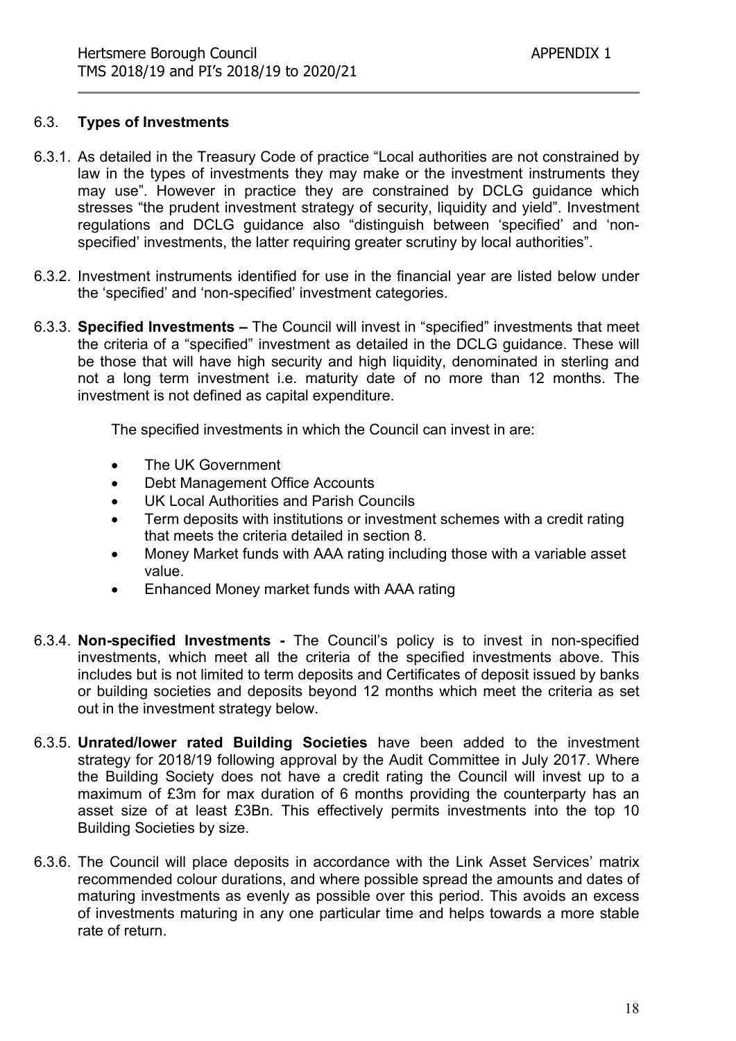### 6.3. **Types of Investments**

6.3.1. As detailed in the Treasury Code of practice "Local authorities are not constrained by law in the types of investments they may make or the investment instruments they may use". However in practice they are constrained by DCLG guidance which stresses "the prudent investment strategy of security, liquidity and yield". Investment regulations and DCLG guidance also "distinguish between 'specified' and 'non-specified' investments, the latter requiring greater scrutiny by local authorities".

6.3.2. Investment instruments identified for use in the financial year are listed below under the 'specified' and 'non-specified' investment categories.

6.3.3. **Specified Investments –** The Council will invest in "specified" investments that meet the criteria of a "specified" investment as detailed in the DCLG guidance. These will be those that will have high security and high liquidity, denominated in sterling and not a long term investment i.e. maturity date of no more than 12 months. The investment is not defined as capital expenditure.

The specified investments in which the Council can invest in are:

- The UK Government
- Debt Management Office Accounts
- UK Local Authorities and Parish Councils
- Term deposits with institutions or investment schemes with a credit rating that meets the criteria detailed in section 8.
- Money Market funds with AAA rating including those with a variable asset value.
- Enhanced Money market funds with AAA rating

6.3.4. **Non-specified Investments -** The Council's policy is to invest in non-specified investments, which meet all the criteria of the specified investments above. This includes but is not limited to term deposits and Certificates of deposit issued by banks or building societies and deposits beyond 12 months which meet the criteria as set out in the investment strategy below.

6.3.5. **Unrated/lower rated Building Societies** have been added to the investment strategy for 2018/19 following approval by the Audit Committee in July 2017. Where the Building Society does not have a credit rating the Council will invest up to a maximum of £3m for max duration of 6 months providing the counterparty has an asset size of at least £3Bn. This effectively permits investments into the top 10 Building Societies by size.

6.3.6. The Council will place deposits in accordance with the Link Asset Services' matrix recommended colour durations, and where possible spread the amounts and dates of maturing investments as evenly as possible over this period. This avoids an excess of investments maturing in any one particular time and helps towards a more stable rate of return.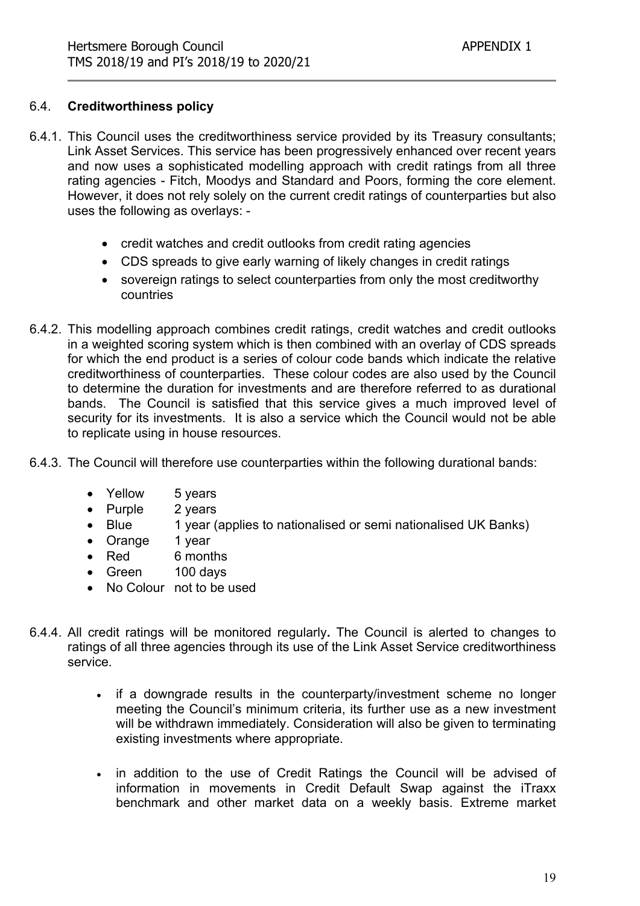### 6.4. **Creditworthiness policy**

6.4.1. This Council uses the creditworthiness service provided by its Treasury consultants; Link Asset Services. This service has been progressively enhanced over recent years and now uses a sophisticated modelling approach with credit ratings from all three rating agencies - Fitch, Moodys and Standard and Poors, forming the core element. However, it does not rely solely on the current credit ratings of counterparties but also uses the following as overlays: -

- credit watches and credit outlooks from credit rating agencies
- CDS spreads to give early warning of likely changes in credit ratings
- sovereign ratings to select counterparties from only the most creditworthy countries

6.4.2. This modelling approach combines credit ratings, credit watches and credit outlooks in a weighted scoring system which is then combined with an overlay of CDS spreads for which the end product is a series of colour code bands which indicate the relative creditworthiness of counterparties. These colour codes are also used by the Council to determine the duration for investments and are therefore referred to as durational bands. The Council is satisfied that this service gives a much improved level of security for its investments. It is also a service which the Council would not be able to replicate using in house resources.

6.4.3. The Council will therefore use counterparties within the following durational bands:

- Yellow 5 years
- Purple 2 years
- Blue 1 year (applies to nationalised or semi nationalised UK Banks)
- Orange 1 year
- Red 6 months
- Green 100 days
- No Colour not to be used

6.4.4. All credit ratings will be monitored regularly**.** The Council is alerted to changes to ratings of all three agencies through its use of the Link Asset Service creditworthiness service.

- if a downgrade results in the counterparty/investment scheme no longer meeting the Council's minimum criteria, its further use as a new investment will be withdrawn immediately. Consideration will also be given to terminating existing investments where appropriate.

- in addition to the use of Credit Ratings the Council will be advised of information in movements in Credit Default Swap against the iTraxx benchmark and other market data on a weekly basis. Extreme market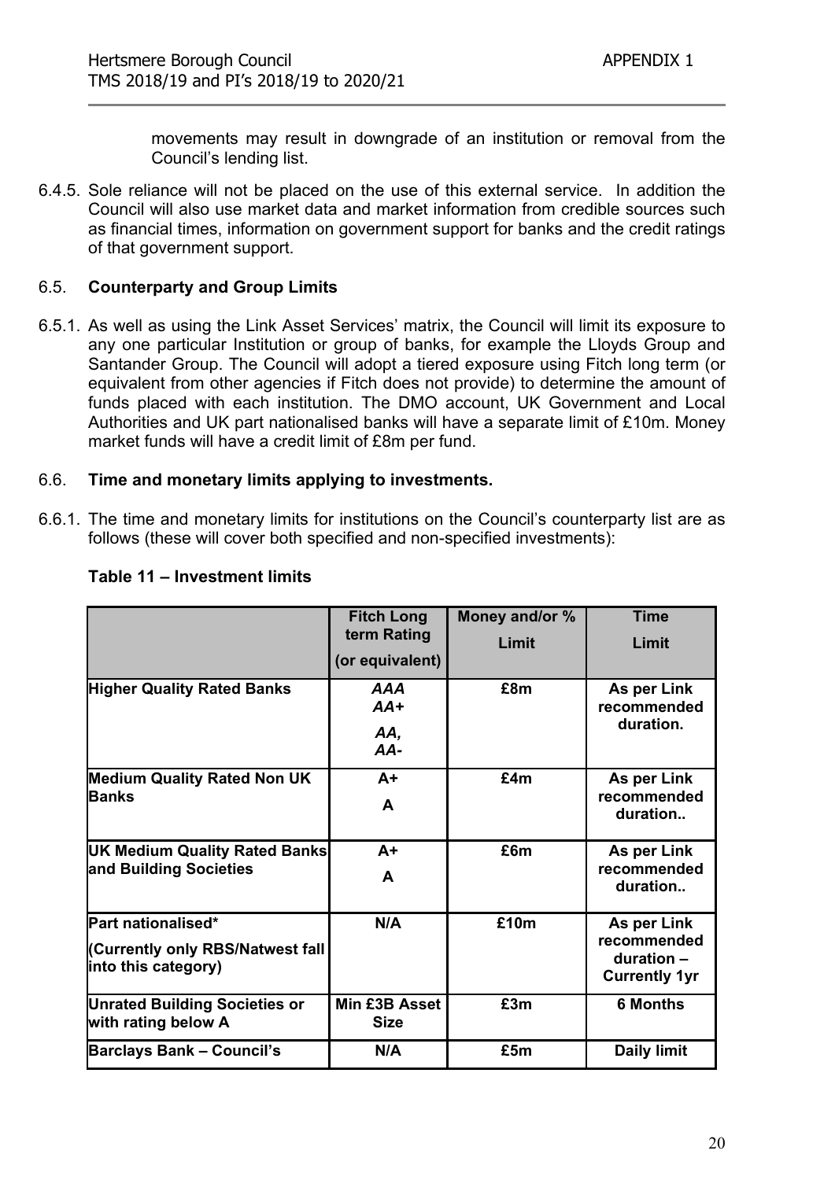movements may result in downgrade of an institution or removal from the Council's lending list.

6.4.5. Sole reliance will not be placed on the use of this external service. In addition the Council will also use market data and market information from credible sources such as financial times, information on government support for banks and the credit ratings of that government support.

## 6.5. Counterparty and Group Limits

6.5.1. As well as using the Link Asset Services' matrix, the Council will limit its exposure to any one particular Institution or group of banks, for example the Lloyds Group and Santander Group. The Council will adopt a tiered exposure using Fitch long term (or equivalent from other agencies if Fitch does not provide) to determine the amount of funds placed with each institution. The DMO account, UK Government and Local Authorities and UK part nationalised banks will have a separate limit of £10m. Money market funds will have a credit limit of £8m per fund.

## 6.6. Time and monetary limits applying to investments.

6.6.1. The time and monetary limits for institutions on the Council's counterparty list are as follows (these will cover both specified and non-specified investments):

**Table 11 – Investment limits**

| | Fitch Long term Rating (or equivalent) | Money and/or % Limit | Time Limit |
|---|---|---|---|
| **Higher Quality Rated Banks** | *AAA AA+ AA, AA-* | £8m | As per Link recommended duration. |
| **Medium Quality Rated Non UK Banks** | A+ A | £4m | As per Link recommended duration.. |
| **UK Medium Quality Rated Banks and Building Societies** | A+ A | £6m | As per Link recommended duration.. |
| **Part nationalised\* (Currently only RBS/Natwest fall into this category)** | N/A | £10m | As per Link recommended duration – Currently 1yr |
| **Unrated Building Societies or with rating below A** | Min £3B Asset Size | £3m | 6 Months |
| **Barclays Bank – Council's** | N/A | £5m | Daily limit |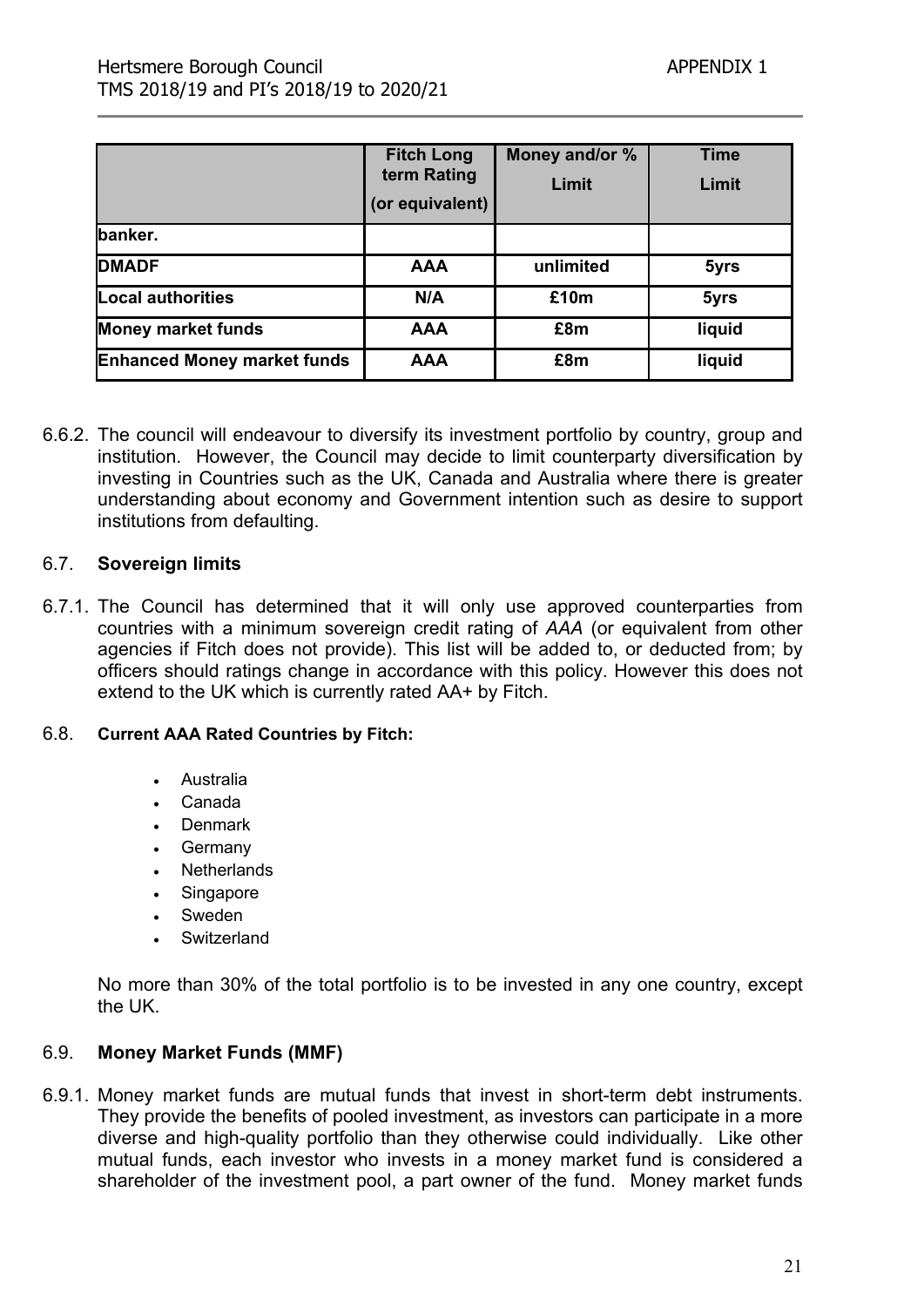| | Fitch Long term Rating (or equivalent) | Money and/or % Limit | Time Limit |
|---|---|---|---|
| banker. | | | |
| **DMADF** | **AAA** | **unlimited** | **5yrs** |
| **Local authorities** | **N/A** | **£10m** | **5yrs** |
| **Money market funds** | **AAA** | **£8m** | **liquid** |
| **Enhanced Money market funds** | **AAA** | **£8m** | **liquid** |

6.6.2. The council will endeavour to diversify its investment portfolio by country, group and institution. However, the Council may decide to limit counterparty diversification by investing in Countries such as the UK, Canada and Australia where there is greater understanding about economy and Government intention such as desire to support institutions from defaulting.

## 6.7. Sovereign limits

6.7.1. The Council has determined that it will only use approved counterparties from countries with a minimum sovereign credit rating of *AAA* (or equivalent from other agencies if Fitch does not provide). This list will be added to, or deducted from; by officers should ratings change in accordance with this policy. However this does not extend to the UK which is currently rated AA+ by Fitch.

## 6.8. Current AAA Rated Countries by Fitch:

- Australia
- Canada
- Denmark
- Germany
- Netherlands
- Singapore
- Sweden
- Switzerland

No more than 30% of the total portfolio is to be invested in any one country, except the UK.

## 6.9. Money Market Funds (MMF)

6.9.1. Money market funds are mutual funds that invest in short-term debt instruments. They provide the benefits of pooled investment, as investors can participate in a more diverse and high-quality portfolio than they otherwise could individually. Like other mutual funds, each investor who invests in a money market fund is considered a shareholder of the investment pool, a part owner of the fund. Money market funds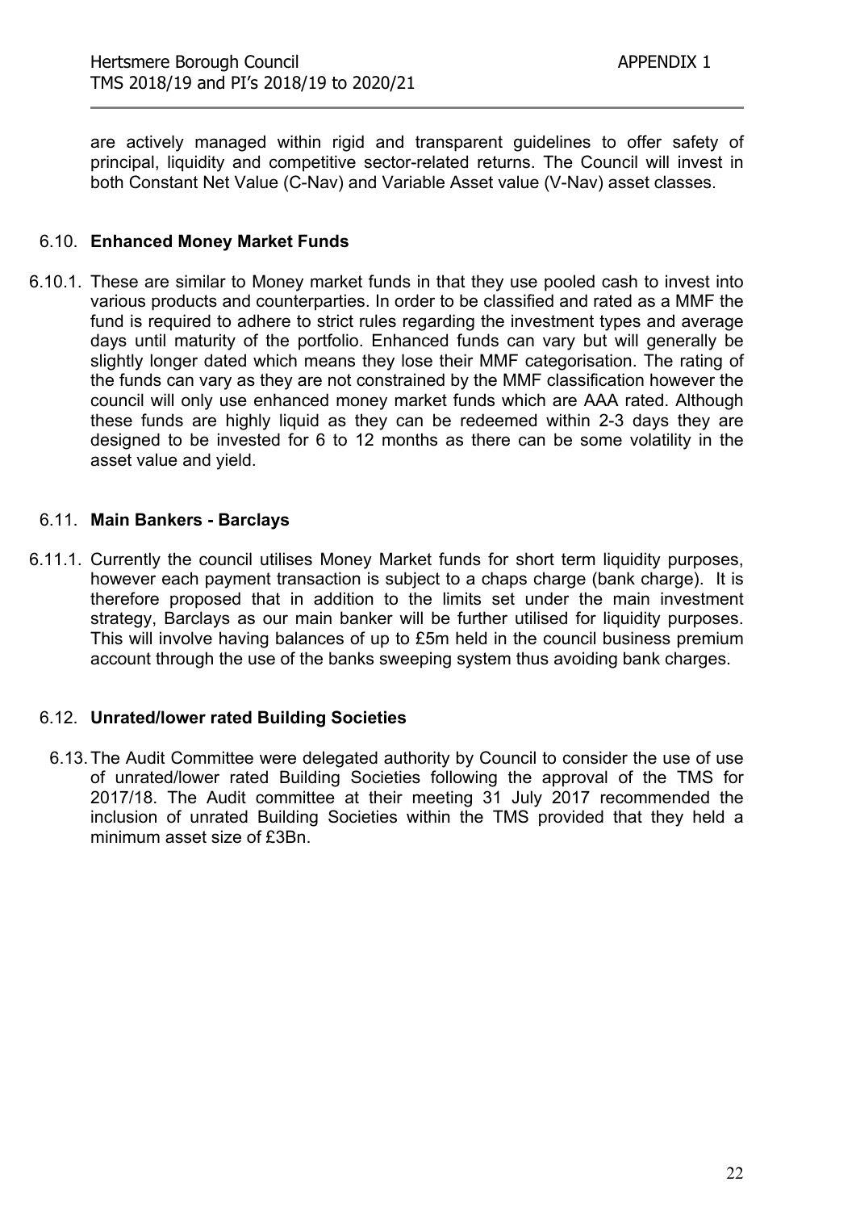are actively managed within rigid and transparent guidelines to offer safety of principal, liquidity and competitive sector-related returns. The Council will invest in both Constant Net Value (C-Nav) and Variable Asset value (V-Nav) asset classes.

### 6.10. Enhanced Money Market Funds

6.10.1. These are similar to Money market funds in that they use pooled cash to invest into various products and counterparties. In order to be classified and rated as a MMF the fund is required to adhere to strict rules regarding the investment types and average days until maturity of the portfolio. Enhanced funds can vary but will generally be slightly longer dated which means they lose their MMF categorisation. The rating of the funds can vary as they are not constrained by the MMF classification however the council will only use enhanced money market funds which are AAA rated. Although these funds are highly liquid as they can be redeemed within 2-3 days they are designed to be invested for 6 to 12 months as there can be some volatility in the asset value and yield.

### 6.11. Main Bankers - Barclays

6.11.1. Currently the council utilises Money Market funds for short term liquidity purposes, however each payment transaction is subject to a chaps charge (bank charge). It is therefore proposed that in addition to the limits set under the main investment strategy, Barclays as our main banker will be further utilised for liquidity purposes. This will involve having balances of up to £5m held in the council business premium account through the use of the banks sweeping system thus avoiding bank charges.

### 6.12. Unrated/lower rated Building Societies

6.13. The Audit Committee were delegated authority by Council to consider the use of use of unrated/lower rated Building Societies following the approval of the TMS for 2017/18. The Audit committee at their meeting 31 July 2017 recommended the inclusion of unrated Building Societies within the TMS provided that they held a minimum asset size of £3Bn.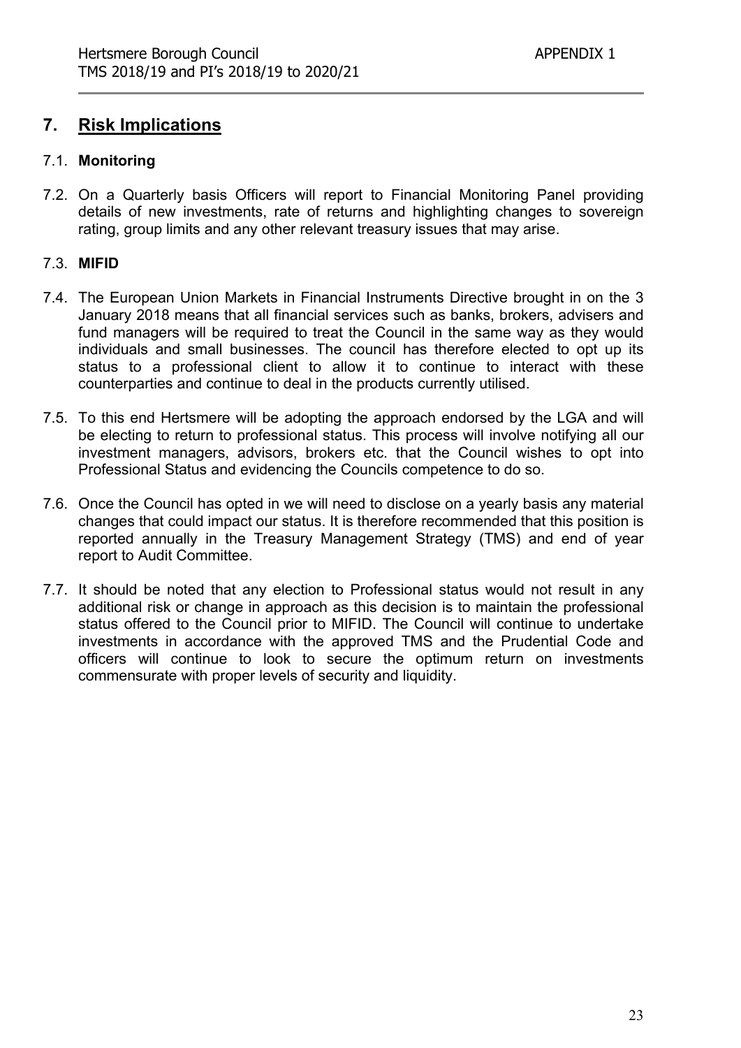## 7. Risk Implications

7.1. **Monitoring**

7.2. On a Quarterly basis Officers will report to Financial Monitoring Panel providing details of new investments, rate of returns and highlighting changes to sovereign rating, group limits and any other relevant treasury issues that may arise.

7.3. **MIFID**

7.4. The European Union Markets in Financial Instruments Directive brought in on the 3 January 2018 means that all financial services such as banks, brokers, advisers and fund managers will be required to treat the Council in the same way as they would individuals and small businesses. The council has therefore elected to opt up its status to a professional client to allow it to continue to interact with these counterparties and continue to deal in the products currently utilised.

7.5. To this end Hertsmere will be adopting the approach endorsed by the LGA and will be electing to return to professional status. This process will involve notifying all our investment managers, advisors, brokers etc. that the Council wishes to opt into Professional Status and evidencing the Councils competence to do so.

7.6. Once the Council has opted in we will need to disclose on a yearly basis any material changes that could impact our status. It is therefore recommended that this position is reported annually in the Treasury Management Strategy (TMS) and end of year report to Audit Committee.

7.7. It should be noted that any election to Professional status would not result in any additional risk or change in approach as this decision is to maintain the professional status offered to the Council prior to MIFID. The Council will continue to undertake investments in accordance with the approved TMS and the Prudential Code and officers will continue to look to secure the optimum return on investments commensurate with proper levels of security and liquidity.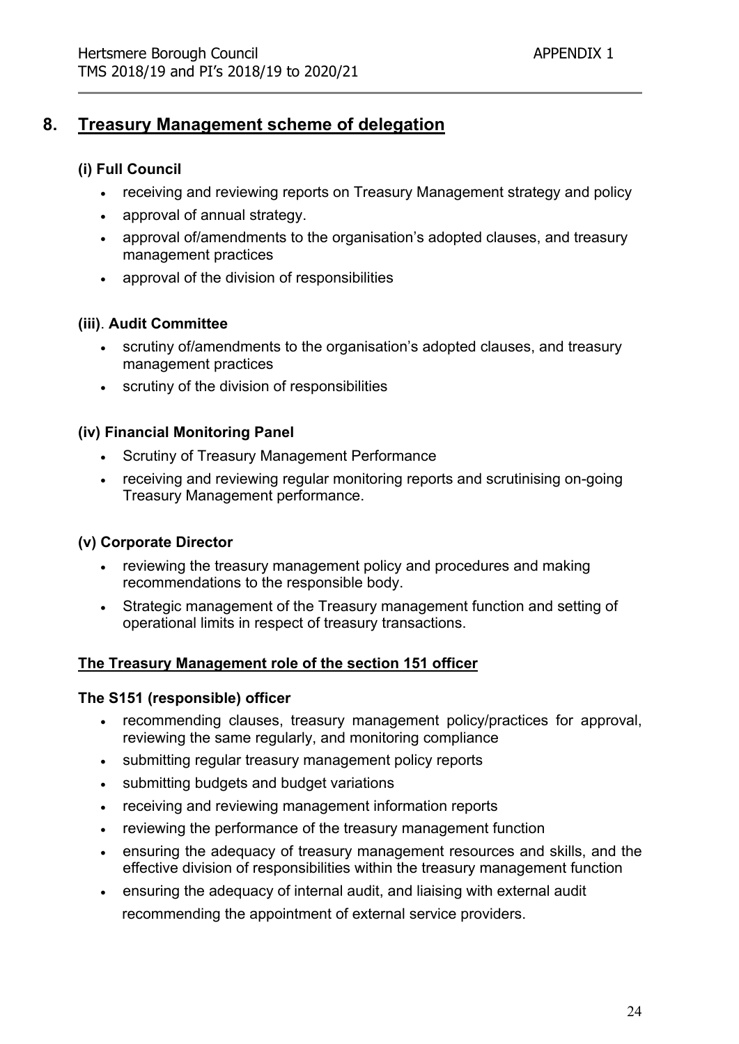## 8. Treasury Management scheme of delegation

### (i) Full Council

- receiving and reviewing reports on Treasury Management strategy and policy
- approval of annual strategy.
- approval of/amendments to the organisation's adopted clauses, and treasury management practices
- approval of the division of responsibilities

### (iii). Audit Committee

- scrutiny of/amendments to the organisation's adopted clauses, and treasury management practices
- scrutiny of the division of responsibilities

### (iv) Financial Monitoring Panel

- Scrutiny of Treasury Management Performance
- receiving and reviewing regular monitoring reports and scrutinising on-going Treasury Management performance.

### (v) Corporate Director

- reviewing the treasury management policy and procedures and making recommendations to the responsible body.
- Strategic management of the Treasury management function and setting of operational limits in respect of treasury transactions.

### The Treasury Management role of the section 151 officer

### The S151 (responsible) officer

- recommending clauses, treasury management policy/practices for approval, reviewing the same regularly, and monitoring compliance
- submitting regular treasury management policy reports
- submitting budgets and budget variations
- receiving and reviewing management information reports
- reviewing the performance of the treasury management function
- ensuring the adequacy of treasury management resources and skills, and the effective division of responsibilities within the treasury management function
- ensuring the adequacy of internal audit, and liaising with external audit recommending the appointment of external service providers.